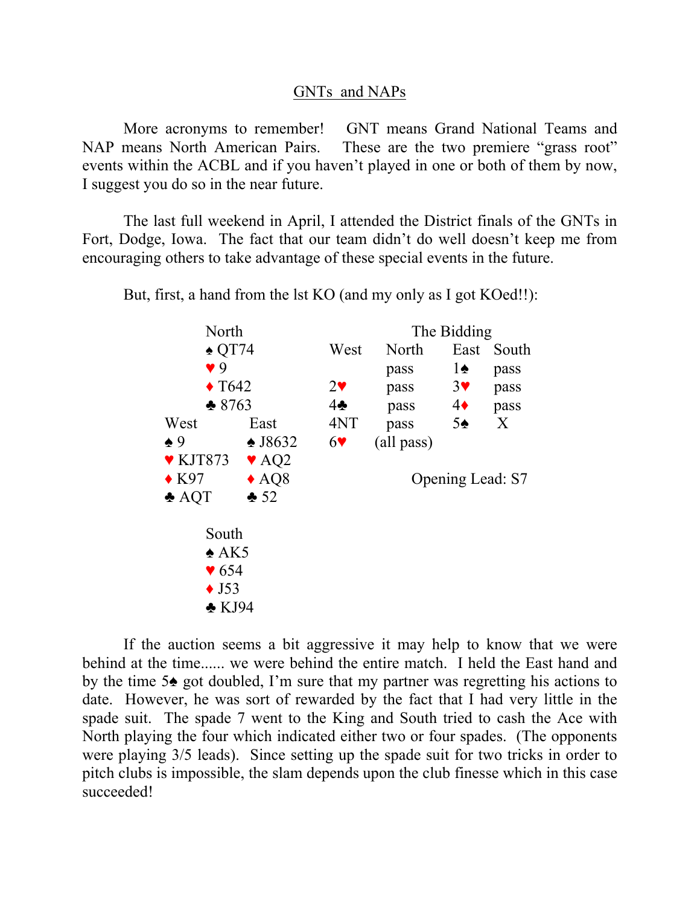# GNTs and NAPs

More acronyms to remember! GNT means Grand National Teams and NAP means North American Pairs. These are the two premiere "grass root" events within the ACBL and if you haven't played in one or both of them by now, I suggest you do so in the near future.

The last full weekend in April, I attended the District finals of the GNTs in Fort, Dodge, Iowa. The fact that our team didn't do well doesn't keep me from encouraging others to take advantage of these special events in the future.

But, first, a hand from the lst KO (and my only as I got KOed!!):

```
              North
              ♠ QT74
              ♥ 9
              ♦ T642
              ♣ 8763
     West               East
     ♠ 9                ♠ J8632
     ♥ KJT873           ♥ AQ2
     ♦ K97              ♦ AQ8
     ♣ AQT              ♣ 52

              South
              ♠ AK5
              ♥ 654
              ♦ J53
              ♣ KJ94
```

The Bidding

| West | North | East | South |
|---|---|---|---|
| | pass | 1♠ | pass |
| 2♥ | pass | 3♥ | pass |
| 4♣ | pass | 4♦ | pass |
| 4NT | pass | 5♠ | X |
| 6♥ | (all pass) | | |

Opening Lead: S7

If the auction seems a bit aggressive it may help to know that we were behind at the time...... we were behind the entire match. I held the East hand and by the time 5♠ got doubled, I'm sure that my partner was regretting his actions to date. However, he was sort of rewarded by the fact that I had very little in the spade suit. The spade 7 went to the King and South tried to cash the Ace with North playing the four which indicated either two or four spades. (The opponents were playing 3/5 leads). Since setting up the spade suit for two tricks in order to pitch clubs is impossible, the slam depends upon the club finesse which in this case succeeded!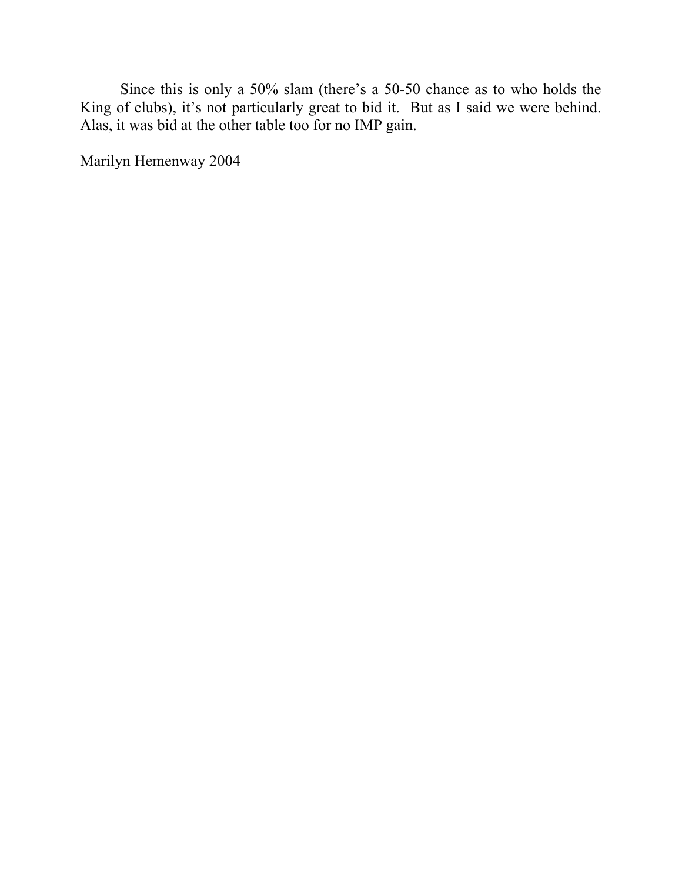Since this is only a 50% slam (there's a 50-50 chance as to who holds the King of clubs), it's not particularly great to bid it. But as I said we were behind. Alas, it was bid at the other table too for no IMP gain.

Marilyn Hemenway 2004